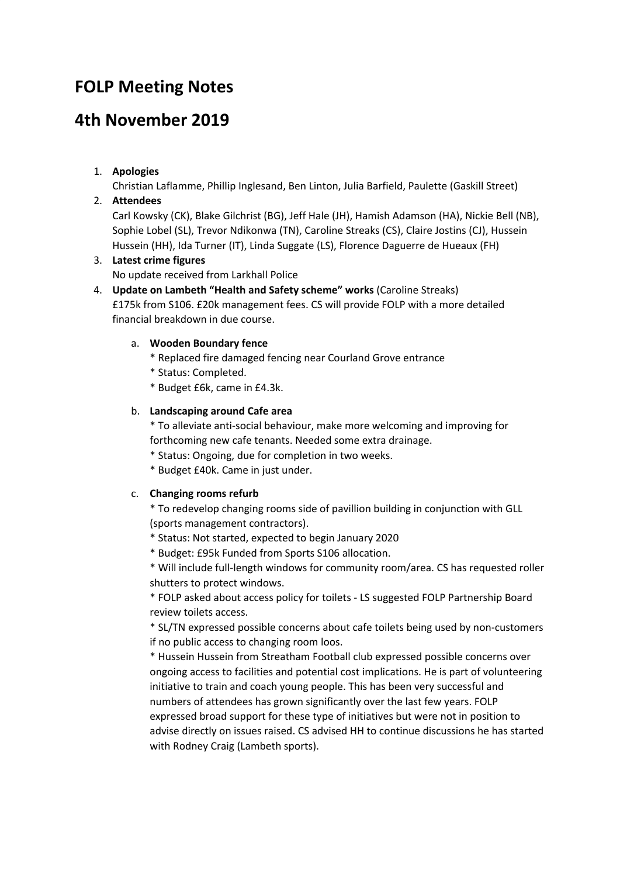# FOLP Meeting Notes

# 4th November 2019

1. **Apologies**
   Christian Laflamme, Phillip Inglesand, Ben Linton, Julia Barfield, Paulette (Gaskill Street)
2. **Attendees**
   Carl Kowsky (CK), Blake Gilchrist (BG), Jeff Hale (JH), Hamish Adamson (HA), Nickie Bell (NB), Sophie Lobel (SL), Trevor Ndikonwa (TN), Caroline Streaks (CS), Claire Jostins (CJ), Hussein Hussein (HH), Ida Turner (IT), Linda Suggate (LS), Florence Daguerre de Hueaux (FH)
3. **Latest crime figures**
   No update received from Larkhall Police
4. **Update on Lambeth "Health and Safety scheme" works** (Caroline Streaks)
   £175k from S106. £20k management fees. CS will provide FOLP with a more detailed financial breakdown in due course.

   a. **Wooden Boundary fence**
      * Replaced fire damaged fencing near Courland Grove entrance
      * Status: Completed.
      * Budget £6k, came in £4.3k.

   b. **Landscaping around Cafe area**
      * To alleviate anti-social behaviour, make more welcoming and improving for forthcoming new cafe tenants. Needed some extra drainage.
      * Status: Ongoing, due for completion in two weeks.
      * Budget £40k. Came in just under.

   c. **Changing rooms refurb**
      * To redevelop changing rooms side of pavillion building in conjunction with GLL (sports management contractors).
      * Status: Not started, expected to begin January 2020
      * Budget: £95k Funded from Sports S106 allocation.
      * Will include full-length windows for community room/area. CS has requested roller shutters to protect windows.
      * FOLP asked about access policy for toilets - LS suggested FOLP Partnership Board review toilets access.
      * SL/TN expressed possible concerns about cafe toilets being used by non-customers if no public access to changing room loos.
      * Hussein Hussein from Streatham Football club expressed possible concerns over ongoing access to facilities and potential cost implications. He is part of volunteering initiative to train and coach young people. This has been very successful and numbers of attendees has grown significantly over the last few years. FOLP expressed broad support for these type of initiatives but were not in position to advise directly on issues raised. CS advised HH to continue discussions he has started with Rodney Craig (Lambeth sports).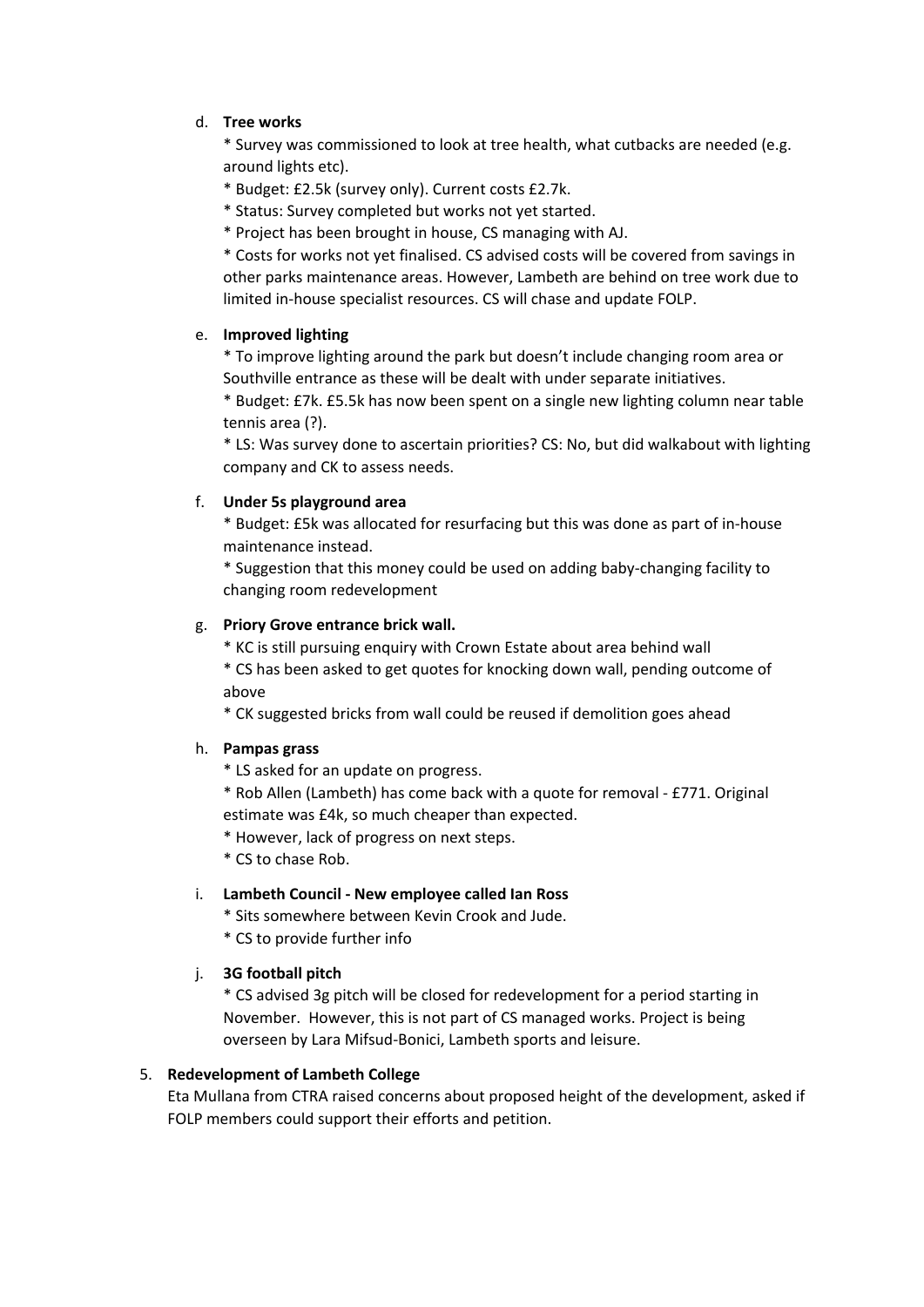d. **Tree works**

   * Survey was commissioned to look at tree health, what cutbacks are needed (e.g. around lights etc).
   * Budget: £2.5k (survey only). Current costs £2.7k.
   * Status: Survey completed but works not yet started.
   * Project has been brought in house, CS managing with AJ.
   * Costs for works not yet finalised. CS advised costs will be covered from savings in other parks maintenance areas. However, Lambeth are behind on tree work due to limited in-house specialist resources. CS will chase and update FOLP.

e. **Improved lighting**

   * To improve lighting around the park but doesn't include changing room area or Southville entrance as these will be dealt with under separate initiatives.
   * Budget: £7k. £5.5k has now been spent on a single new lighting column near table tennis area (?).
   * LS: Was survey done to ascertain priorities? CS: No, but did walkabout with lighting company and CK to assess needs.

f. **Under 5s playground area**

   * Budget: £5k was allocated for resurfacing but this was done as part of in-house maintenance instead.
   * Suggestion that this money could be used on adding baby-changing facility to changing room redevelopment

g. **Priory Grove entrance brick wall.**

   * KC is still pursuing enquiry with Crown Estate about area behind wall
   * CS has been asked to get quotes for knocking down wall, pending outcome of above
   * CK suggested bricks from wall could be reused if demolition goes ahead

h. **Pampas grass**

   * LS asked for an update on progress.
   * Rob Allen (Lambeth) has come back with a quote for removal - £771. Original estimate was £4k, so much cheaper than expected.
   * However, lack of progress on next steps.
   * CS to chase Rob.

i. **Lambeth Council - New employee called Ian Ross**

   * Sits somewhere between Kevin Crook and Jude.
   * CS to provide further info

j. **3G football pitch**

   * CS advised 3g pitch will be closed for redevelopment for a period starting in November. However, this is not part of CS managed works. Project is being overseen by Lara Mifsud-Bonici, Lambeth sports and leisure.

5. **Redevelopment of Lambeth College**

   Eta Mullana from CTRA raised concerns about proposed height of the development, asked if FOLP members could support their efforts and petition.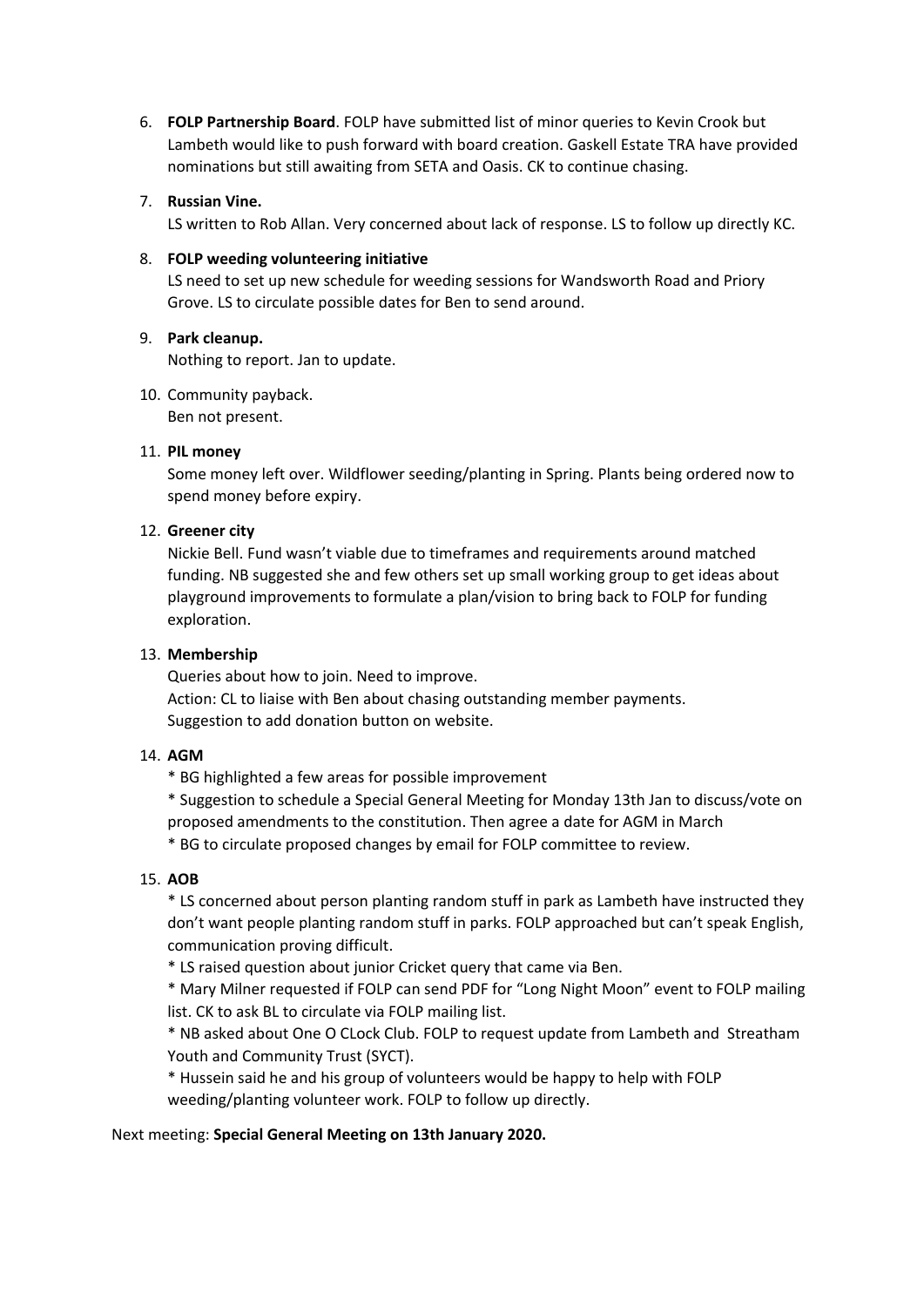6. **FOLP Partnership Board**. FOLP have submitted list of minor queries to Kevin Crook but Lambeth would like to push forward with board creation. Gaskell Estate TRA have provided nominations but still awaiting from SETA and Oasis. CK to continue chasing.

7. **Russian Vine.**
   LS written to Rob Allan. Very concerned about lack of response. LS to follow up directly KC.

8. **FOLP weeding volunteering initiative**
   LS need to set up new schedule for weeding sessions for Wandsworth Road and Priory Grove. LS to circulate possible dates for Ben to send around.

9. **Park cleanup.**
   Nothing to report. Jan to update.

10. Community payback.
    Ben not present.

11. **PIL money**
    Some money left over. Wildflower seeding/planting in Spring. Plants being ordered now to spend money before expiry.

12. **Greener city**
    Nickie Bell. Fund wasn't viable due to timeframes and requirements around matched funding. NB suggested she and few others set up small working group to get ideas about playground improvements to formulate a plan/vision to bring back to FOLP for funding exploration.

13. **Membership**
    Queries about how to join. Need to improve.
    Action: CL to liaise with Ben about chasing outstanding member payments.
    Suggestion to add donation button on website.

14. **AGM**
    * BG highlighted a few areas for possible improvement
    * Suggestion to schedule a Special General Meeting for Monday 13th Jan to discuss/vote on proposed amendments to the constitution. Then agree a date for AGM in March
    * BG to circulate proposed changes by email for FOLP committee to review.

15. **AOB**
    * LS concerned about person planting random stuff in park as Lambeth have instructed they don't want people planting random stuff in parks. FOLP approached but can't speak English, communication proving difficult.
    * LS raised question about junior Cricket query that came via Ben.
    * Mary Milner requested if FOLP can send PDF for "Long Night Moon" event to FOLP mailing list. CK to ask BL to circulate via FOLP mailing list.
    * NB asked about One O CLock Club. FOLP to request update from Lambeth and Streatham Youth and Community Trust (SYCT).
    * Hussein said he and his group of volunteers would be happy to help with FOLP weeding/planting volunteer work. FOLP to follow up directly.

Next meeting: **Special General Meeting on 13th January 2020.**